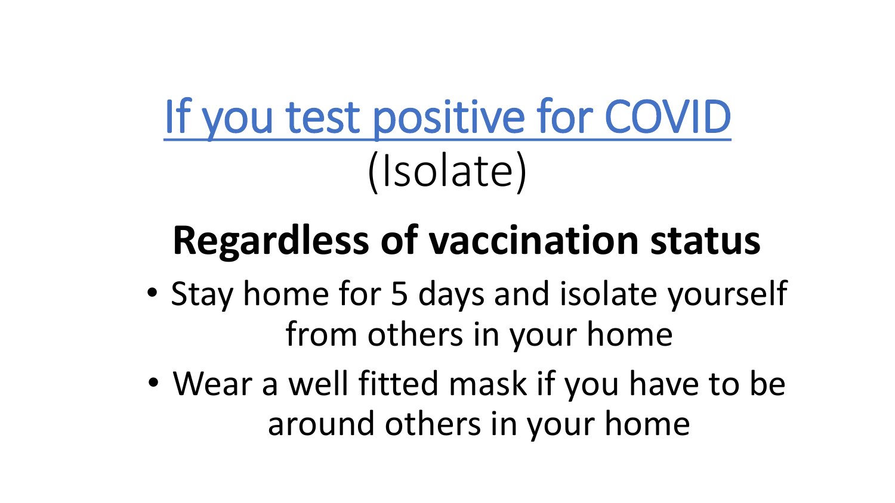# If you test positive for COVID

(Isolate)

## Regardless of vaccination status

- Stay home for 5 days and isolate yourself from others in your home
- Wear a well fitted mask if you have to be around others in your home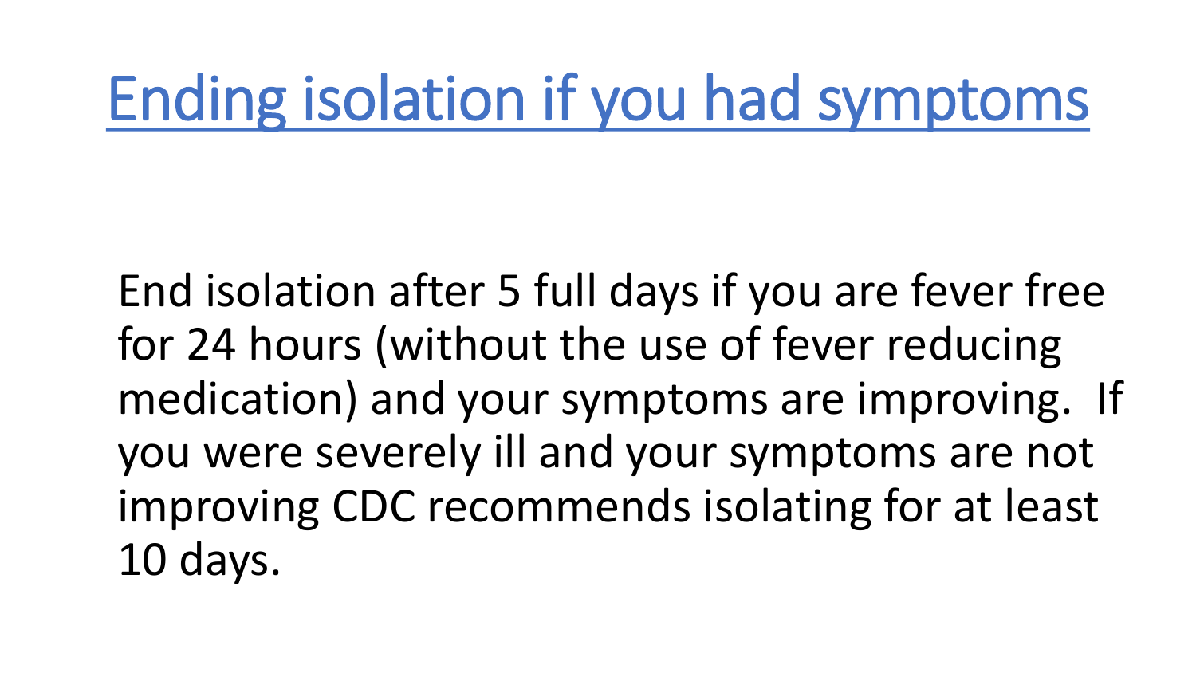# Ending isolation if you had symptoms

End isolation after 5 full days if you are fever free for 24 hours (without the use of fever reducing medication) and your symptoms are improving. If you were severely ill and your symptoms are not improving CDC recommends isolating for at least 10 days.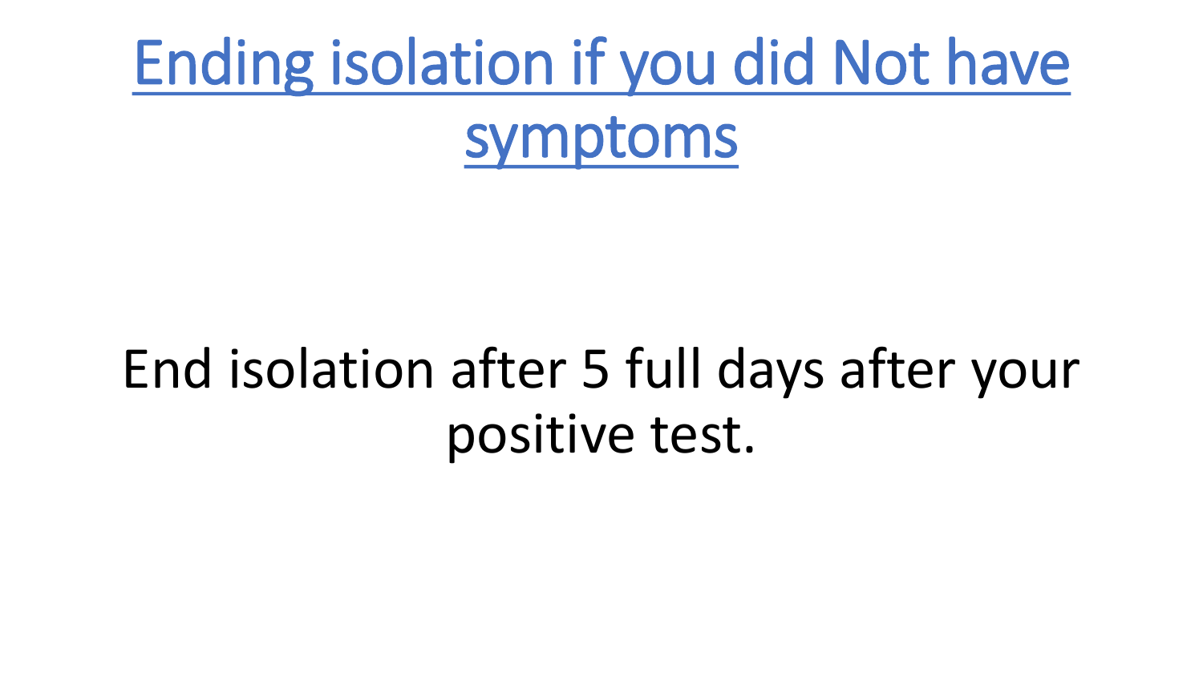# Ending isolation if you did Not have symptoms

End isolation after 5 full days after your positive test.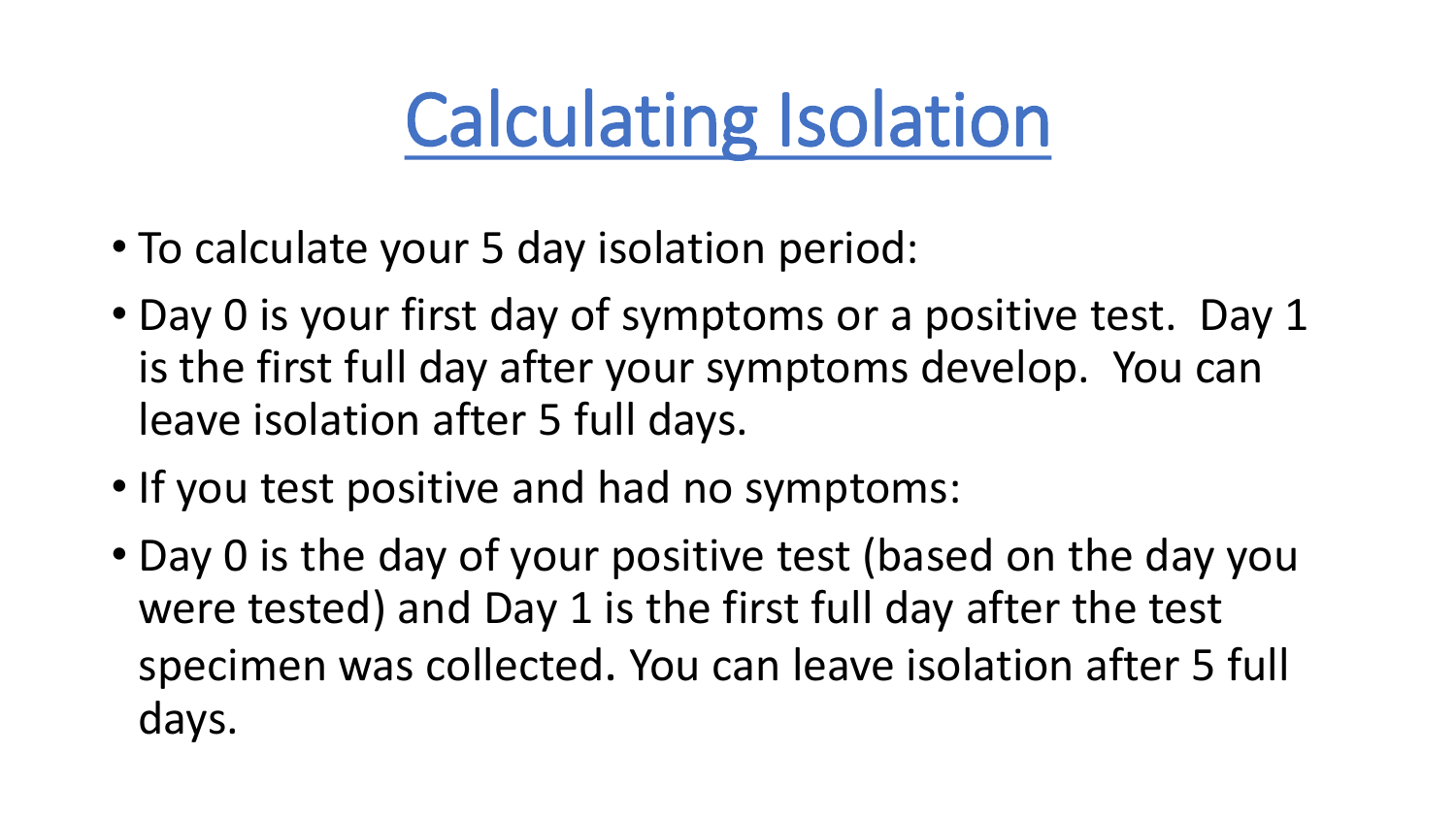# Calculating Isolation

- To calculate your 5 day isolation period:
- Day 0 is your first day of symptoms or a positive test. Day 1 is the first full day after your symptoms develop. You can leave isolation after 5 full days.
- If you test positive and had no symptoms:
- Day 0 is the day of your positive test (based on the day you were tested) and Day 1 is the first full day after the test specimen was collected. You can leave isolation after 5 full days.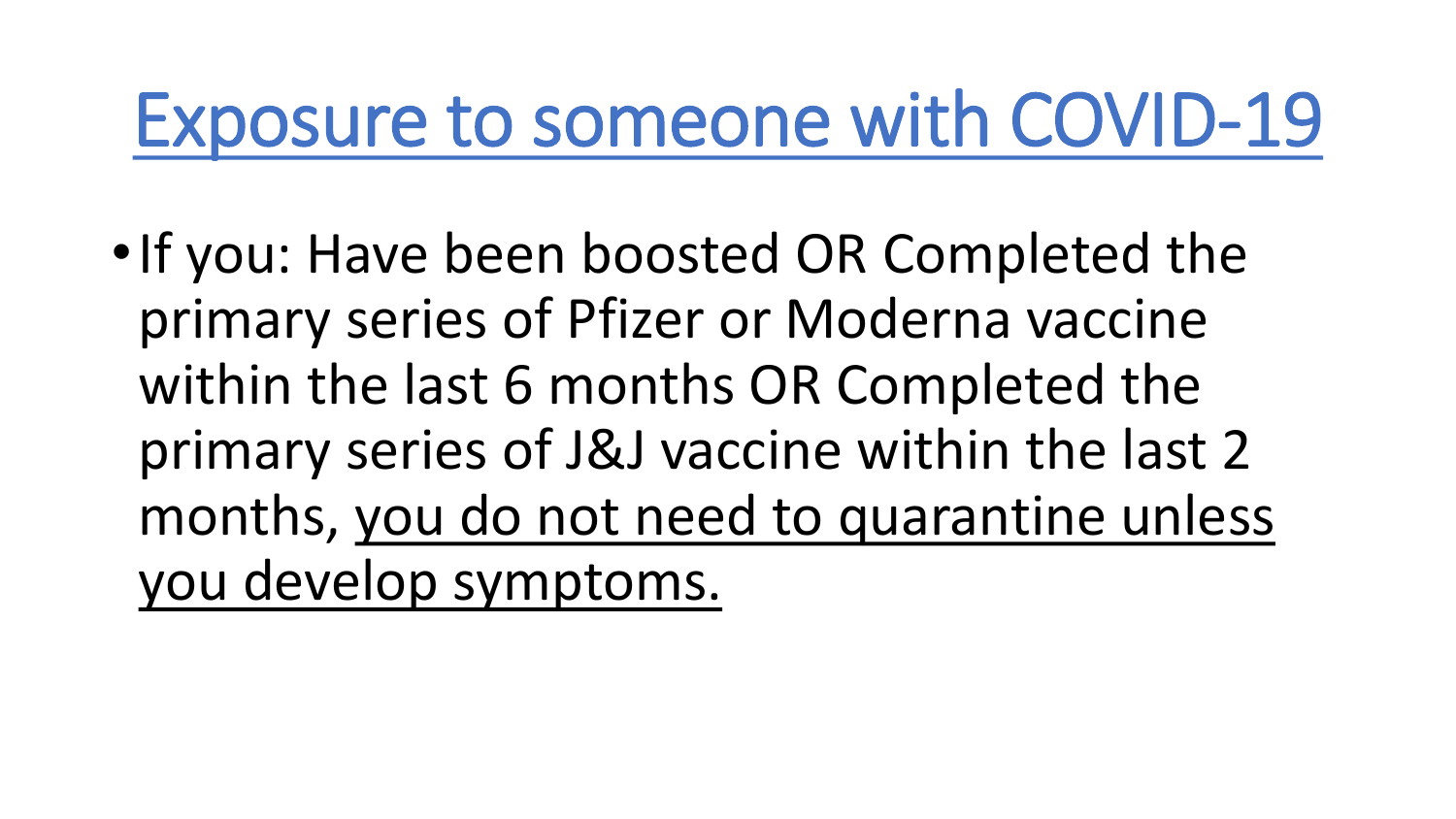# Exposure to someone with COVID-19

- If you: Have been boosted OR Completed the primary series of Pfizer or Moderna vaccine within the last 6 months OR Completed the primary series of J&J vaccine within the last 2 months, <u>you do not need to quarantine unless you develop symptoms.</u>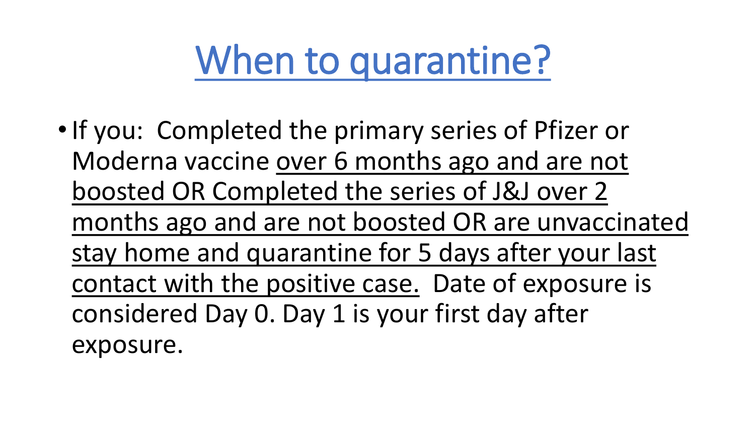# When to quarantine?

- If you: Completed the primary series of Pfizer or Moderna vaccine <u>over 6 months ago and are not boosted OR Completed the series of J&J over 2 months ago and are not boosted OR are unvaccinated stay home and quarantine for 5 days after your last contact with the positive case.</u> Date of exposure is considered Day 0. Day 1 is your first day after exposure.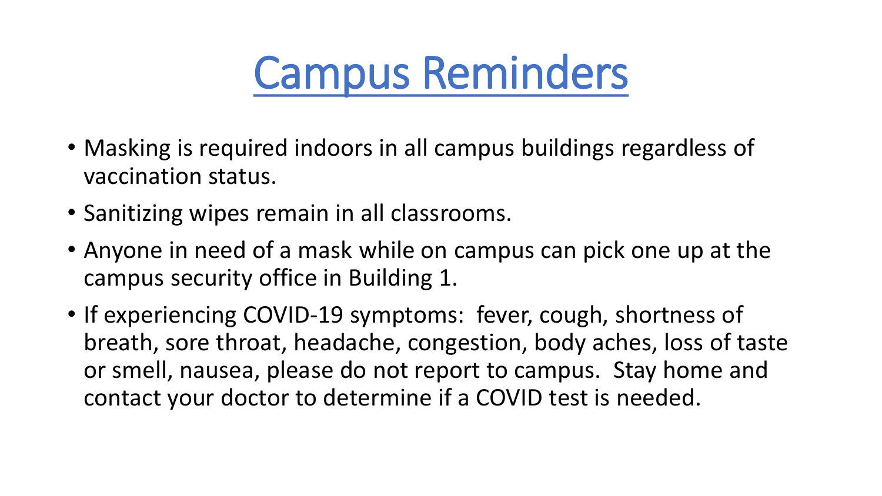# Campus Reminders

- Masking is required indoors in all campus buildings regardless of vaccination status.
- Sanitizing wipes remain in all classrooms.
- Anyone in need of a mask while on campus can pick one up at the campus security office in Building 1.
- If experiencing COVID-19 symptoms: fever, cough, shortness of breath, sore throat, headache, congestion, body aches, loss of taste or smell, nausea, please do not report to campus. Stay home and contact your doctor to determine if a COVID test is needed.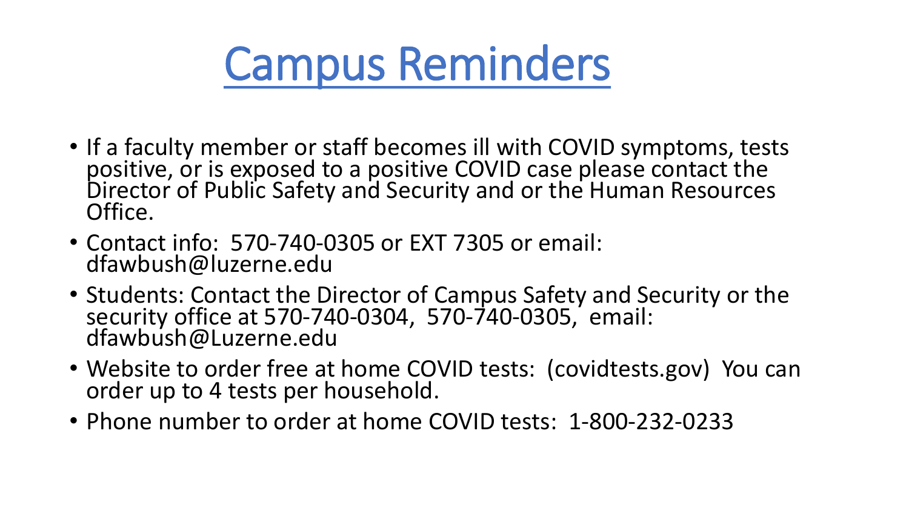# Campus Reminders

- If a faculty member or staff becomes ill with COVID symptoms, tests positive, or is exposed to a positive COVID case please contact the Director of Public Safety and Security and or the Human Resources Office.
- Contact info: 570-740-0305 or EXT 7305 or email: dfawbush@luzerne.edu
- Students: Contact the Director of Campus Safety and Security or the security office at 570-740-0304, 570-740-0305, email: dfawbush@Luzerne.edu
- Website to order free at home COVID tests: (covidtests.gov) You can order up to 4 tests per household.
- Phone number to order at home COVID tests: 1-800-232-0233